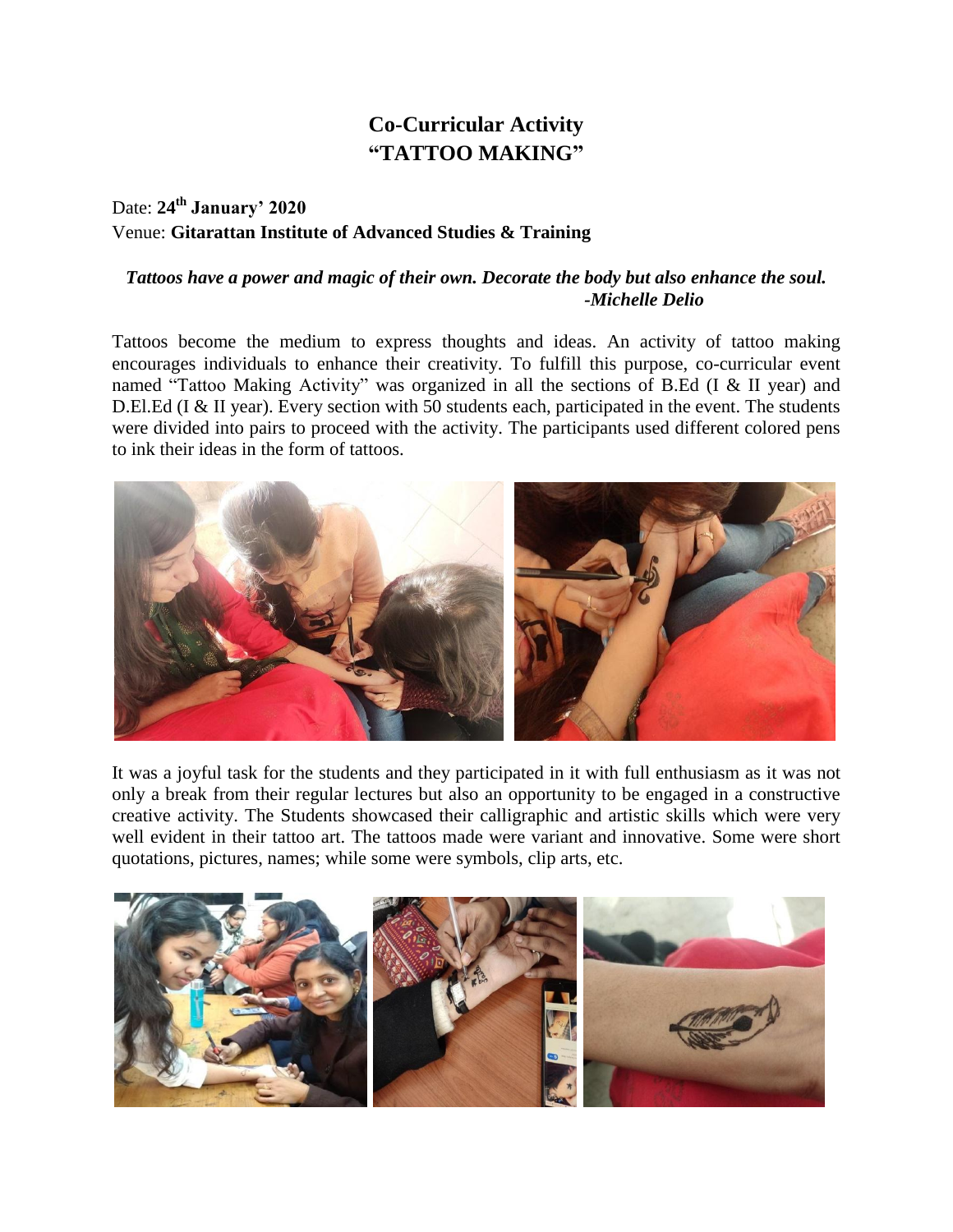# Co-Curricular Activity
# "TATTOO MAKING"

Date: **24th January' 2020**
Venue: **Gitarattan Institute of Advanced Studies & Training**

***Tattoos have a power and magic of their own. Decorate the body but also enhance the soul.***
***-Michelle Delio***

Tattoos become the medium to express thoughts and ideas. An activity of tattoo making encourages individuals to enhance their creativity. To fulfill this purpose, co-curricular event named "Tattoo Making Activity" was organized in all the sections of B.Ed (I & II year) and D.El.Ed (I & II year). Every section with 50 students each, participated in the event. The students were divided into pairs to proceed with the activity. The participants used different colored pens to ink their ideas in the form of tattoos.

It was a joyful task for the students and they participated in it with full enthusiasm as it was not only a break from their regular lectures but also an opportunity to be engaged in a constructive creative activity. The Students showcased their calligraphic and artistic skills which were very well evident in their tattoo art. The tattoos made were variant and innovative. Some were short quotations, pictures, names; while some were symbols, clip arts, etc.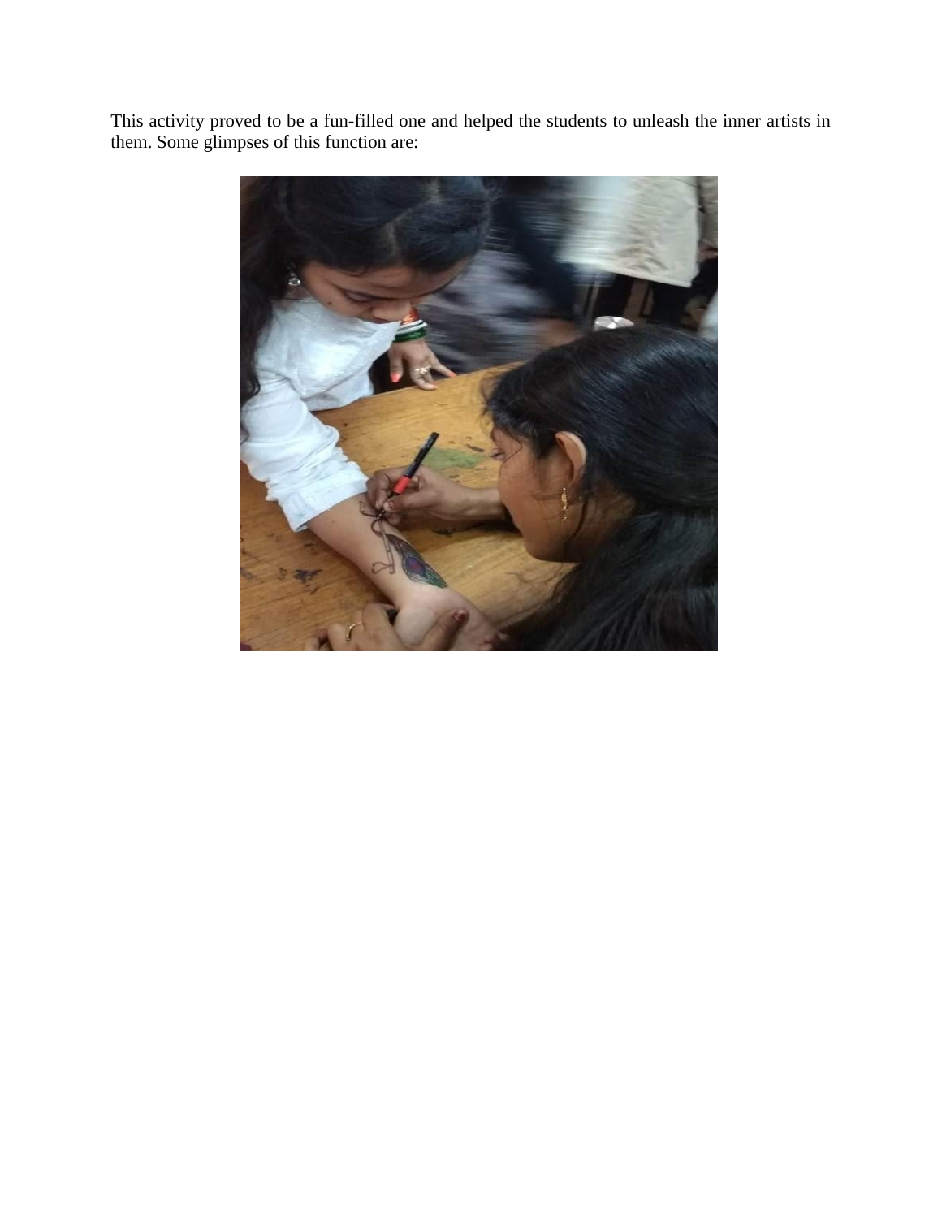This activity proved to be a fun-filled one and helped the students to unleash the inner artists in them. Some glimpses of this function are: